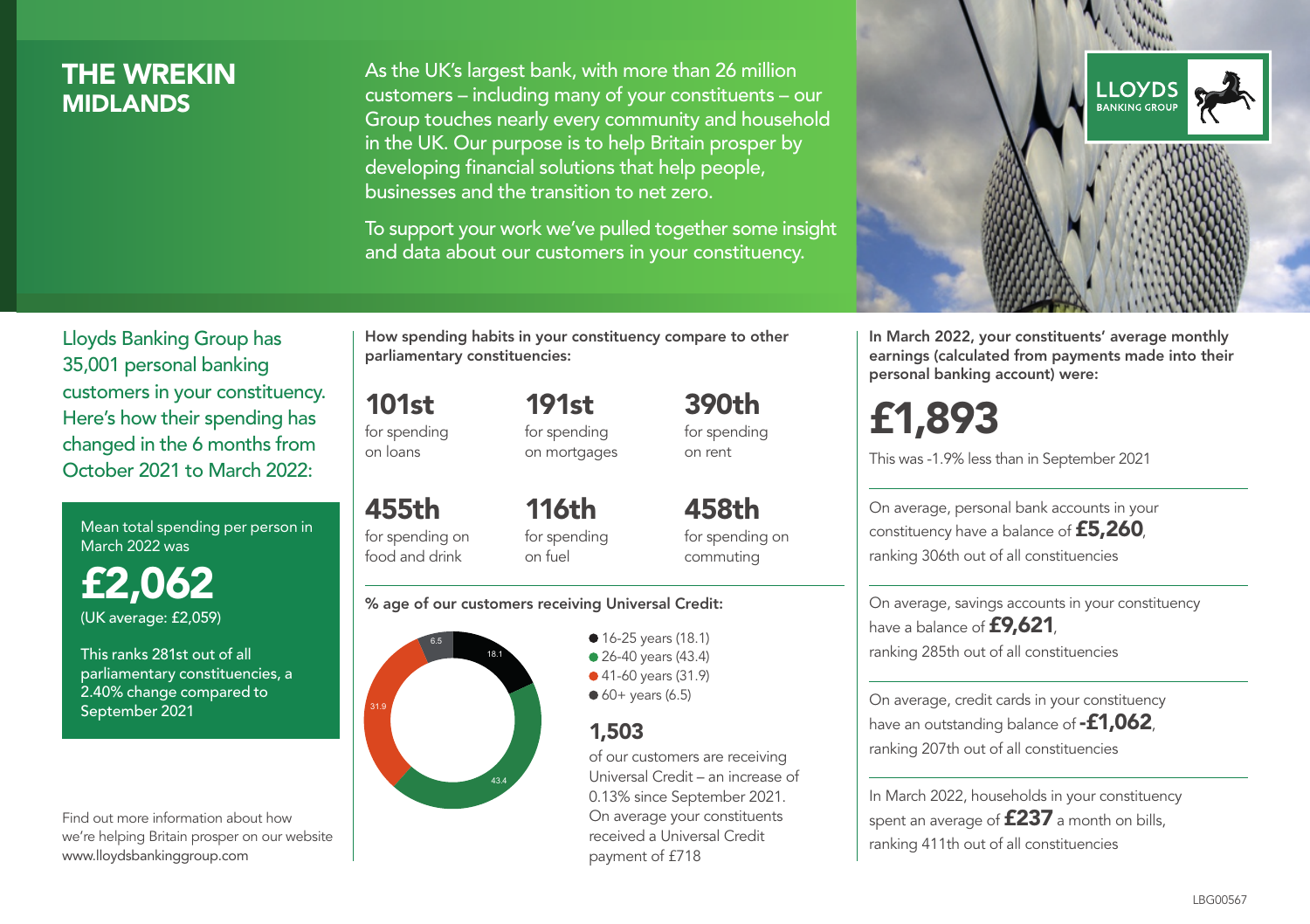# THE WREKIN
## MIDLANDS

As the UK's largest bank, with more than 26 million customers – including many of your constituents – our Group touches nearly every community and household in the UK. Our purpose is to help Britain prosper by developing financial solutions that help people, businesses and the transition to net zero.

To support your work we've pulled together some insight and data about our customers in your constituency.

LLOYDS BANKING GROUP

Lloyds Banking Group has 35,001 personal banking customers in your constituency. Here's how their spending has changed in the 6 months from October 2021 to March 2022:

Mean total spending per person in March 2022 was

**£2,062**
(UK average: £2,059)

This ranks 281st out of all parliamentary constituencies, a 2.40% change compared to September 2021

Find out more information about how we're helping Britain prosper on our website www.lloydsbankinggroup.com

**How spending habits in your constituency compare to other parliamentary constituencies:**

**101st** for spending on loans

**191st** for spending on mortgages

**390th** for spending on rent

**455th** for spending on food and drink

**116th** for spending on fuel

**458th** for spending on commuting

**% age of our customers receiving Universal Credit:**

- 16-25 years (18.1)
- 26-40 years (43.4)
- 41-60 years (31.9)
- 60+ years (6.5)

**1,503**
of our customers are receiving Universal Credit – an increase of 0.13% since September 2021. On average your constituents received a Universal Credit payment of £718

**In March 2022, your constituents' average monthly earnings (calculated from payments made into their personal banking account) were:**

**£1,893**

This was -1.9% less than in September 2021

On average, personal bank accounts in your constituency have a balance of **£5,260**, ranking 306th out of all constituencies

On average, savings accounts in your constituency have a balance of **£9,621**, ranking 285th out of all constituencies

On average, credit cards in your constituency have an outstanding balance of **-£1,062**, ranking 207th out of all constituencies

In March 2022, households in your constituency spent an average of **£237** a month on bills, ranking 411th out of all constituencies

LBG00567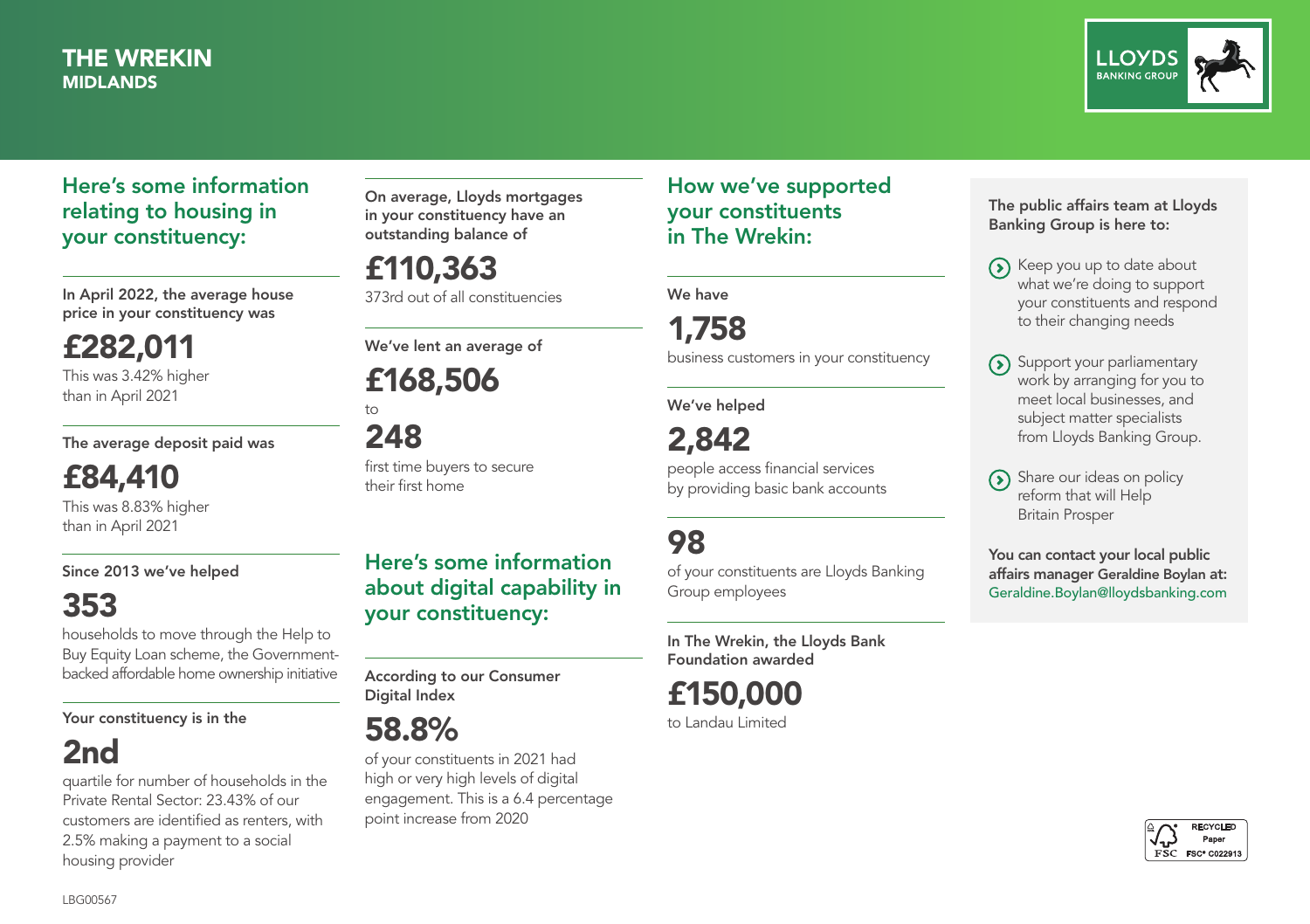# THE WREKIN
## MIDLANDS

## Here's some information relating to housing in your constituency:

**In April 2022, the average house price in your constituency was**

**£282,011**

This was 3.42% higher than in April 2021

**The average deposit paid was**

**£84,410**

This was 8.83% higher than in April 2021

**Since 2013 we've helped**

**353**

households to move through the Help to Buy Equity Loan scheme, the Government-backed affordable home ownership initiative

**Your constituency is in the**

**2nd**

quartile for number of households in the Private Rental Sector: 23.43% of our customers are identified as renters, with 2.5% making a payment to a social housing provider

**On average, Lloyds mortgages in your constituency have an outstanding balance of**

**£110,363**

373rd out of all constituencies

**We've lent an average of**

**£168,506**

to

**248**

first time buyers to secure their first home

## Here's some information about digital capability in your constituency:

**According to our Consumer Digital Index**

**58.8%**

of your constituents in 2021 had high or very high levels of digital engagement. This is a 6.4 percentage point increase from 2020

## How we've supported your constituents in The Wrekin:

**We have**

**1,758**

business customers in your constituency

**We've helped**

**2,842**

people access financial services by providing basic bank accounts

**98**

of your constituents are Lloyds Banking Group employees

**In The Wrekin, the Lloyds Bank Foundation awarded**

**£150,000**

to Landau Limited

**The public affairs team at Lloyds Banking Group is here to:**

- Keep you up to date about what we're doing to support your constituents and respond to their changing needs
- Support your parliamentary work by arranging for you to meet local businesses, and subject matter specialists from Lloyds Banking Group.
- Share our ideas on policy reform that will Help Britain Prosper

**You can contact your local public affairs manager Geraldine Boylan at:**
Geraldine.Boylan@lloydsbanking.com

LBG00567